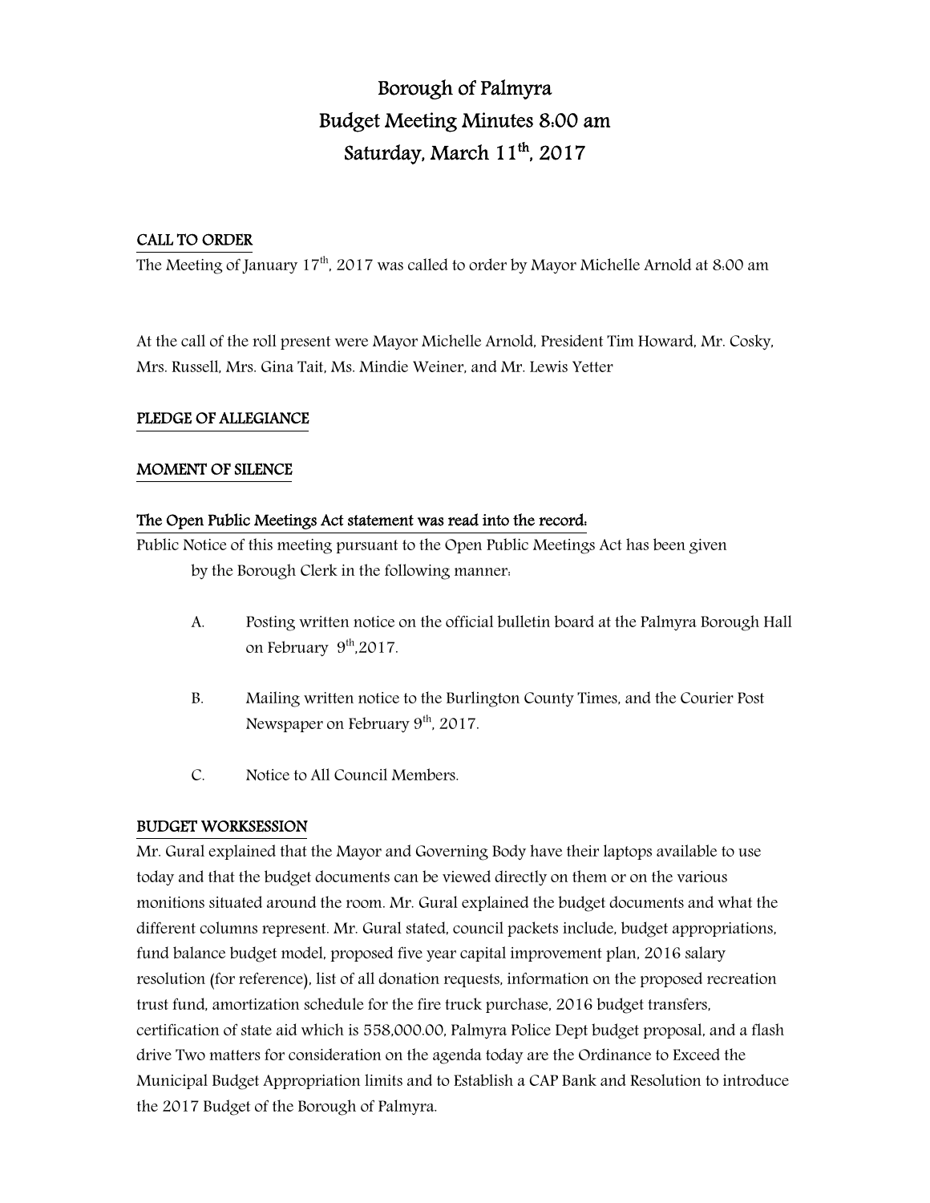# Borough of Palmyra
## Budget Meeting Minutes 8:00 am
## Saturday, March 11th, 2017

**CALL TO ORDER**

The Meeting of January 17th, 2017 was called to order by Mayor Michelle Arnold at 8:00 am

At the call of the roll present were Mayor Michelle Arnold, President Tim Howard, Mr. Cosky, Mrs. Russell, Mrs. Gina Tait, Ms. Mindie Weiner, and Mr. Lewis Yetter

**PLEDGE OF ALLEGIANCE**

**MOMENT OF SILENCE**

**The Open Public Meetings Act statement was read into the record:**

Public Notice of this meeting pursuant to the Open Public Meetings Act has been given by the Borough Clerk in the following manner:

A. Posting written notice on the official bulletin board at the Palmyra Borough Hall on February 9th,2017.

B. Mailing written notice to the Burlington County Times, and the Courier Post Newspaper on February 9th, 2017.

C. Notice to All Council Members.

**BUDGET WORKSESSION**

Mr. Gural explained that the Mayor and Governing Body have their laptops available to use today and that the budget documents can be viewed directly on them or on the various monitions situated around the room. Mr. Gural explained the budget documents and what the different columns represent. Mr. Gural stated, council packets include, budget appropriations, fund balance budget model, proposed five year capital improvement plan, 2016 salary resolution (for reference), list of all donation requests, information on the proposed recreation trust fund, amortization schedule for the fire truck purchase, 2016 budget transfers, certification of state aid which is 558,000.00, Palmyra Police Dept budget proposal, and a flash drive Two matters for consideration on the agenda today are the Ordinance to Exceed the Municipal Budget Appropriation limits and to Establish a CAP Bank and Resolution to introduce the 2017 Budget of the Borough of Palmyra.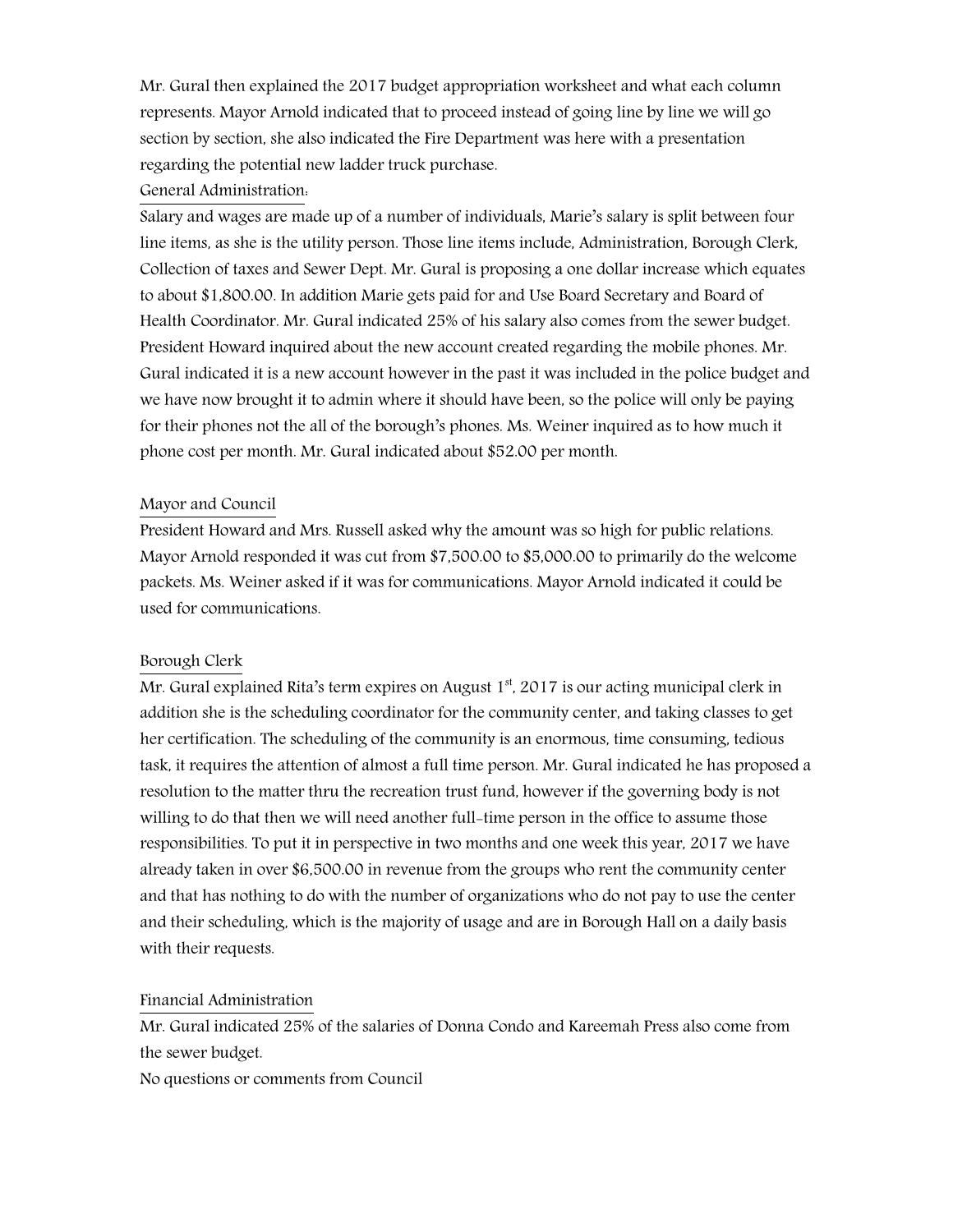Mr. Gural then explained the 2017 budget appropriation worksheet and what each column represents. Mayor Arnold indicated that to proceed instead of going line by line we will go section by section, she also indicated the Fire Department was here with a presentation regarding the potential new ladder truck purchase.

General Administration:

Salary and wages are made up of a number of individuals, Marie's salary is split between four line items, as she is the utility person. Those line items include, Administration, Borough Clerk, Collection of taxes and Sewer Dept. Mr. Gural is proposing a one dollar increase which equates to about $1,800.00. In addition Marie gets paid for and Use Board Secretary and Board of Health Coordinator. Mr. Gural indicated 25% of his salary also comes from the sewer budget. President Howard inquired about the new account created regarding the mobile phones. Mr. Gural indicated it is a new account however in the past it was included in the police budget and we have now brought it to admin where it should have been, so the police will only be paying for their phones not the all of the borough's phones. Ms. Weiner inquired as to how much it phone cost per month. Mr. Gural indicated about $52.00 per month.

Mayor and Council

President Howard and Mrs. Russell asked why the amount was so high for public relations. Mayor Arnold responded it was cut from $7,500.00 to $5,000.00 to primarily do the welcome packets. Ms. Weiner asked if it was for communications. Mayor Arnold indicated it could be used for communications.

Borough Clerk

Mr. Gural explained Rita's term expires on August 1st, 2017 is our acting municipal clerk in addition she is the scheduling coordinator for the community center, and taking classes to get her certification. The scheduling of the community is an enormous, time consuming, tedious task, it requires the attention of almost a full time person. Mr. Gural indicated he has proposed a resolution to the matter thru the recreation trust fund, however if the governing body is not willing to do that then we will need another full-time person in the office to assume those responsibilities. To put it in perspective in two months and one week this year, 2017 we have already taken in over $6,500.00 in revenue from the groups who rent the community center and that has nothing to do with the number of organizations who do not pay to use the center and their scheduling, which is the majority of usage and are in Borough Hall on a daily basis with their requests.

Financial Administration

Mr. Gural indicated 25% of the salaries of Donna Condo and Kareemah Press also come from the sewer budget.

No questions or comments from Council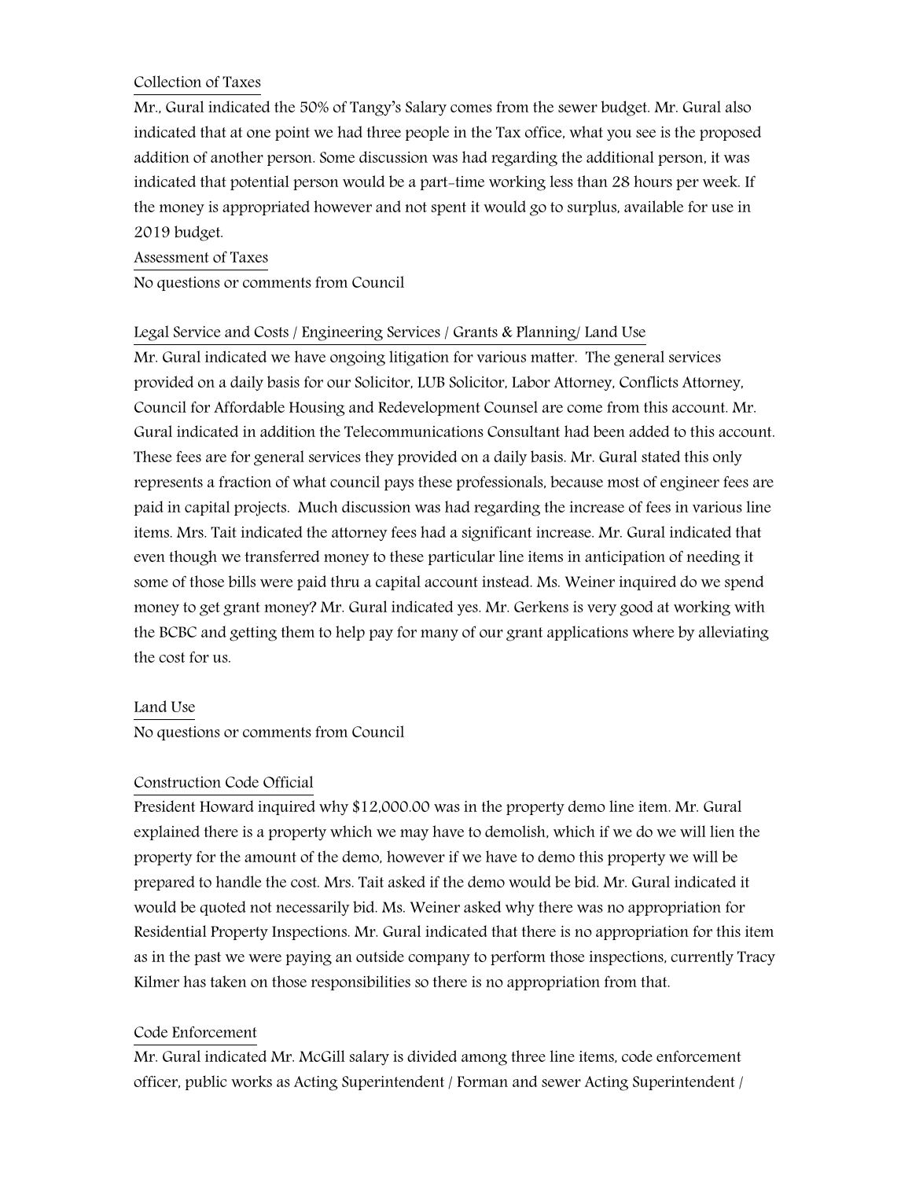Collection of Taxes

Mr., Gural indicated the 50% of Tangy's Salary comes from the sewer budget. Mr. Gural also indicated that at one point we had three people in the Tax office, what you see is the proposed addition of another person. Some discussion was had regarding the additional person, it was indicated that potential person would be a part-time working less than 28 hours per week. If the money is appropriated however and not spent it would go to surplus, available for use in 2019 budget.

Assessment of Taxes

No questions or comments from Council

Legal Service and Costs / Engineering Services / Grants & Planning/ Land Use

Mr. Gural indicated we have ongoing litigation for various matter. The general services provided on a daily basis for our Solicitor, LUB Solicitor, Labor Attorney, Conflicts Attorney, Council for Affordable Housing and Redevelopment Counsel are come from this account. Mr. Gural indicated in addition the Telecommunications Consultant had been added to this account. These fees are for general services they provided on a daily basis. Mr. Gural stated this only represents a fraction of what council pays these professionals, because most of engineer fees are paid in capital projects. Much discussion was had regarding the increase of fees in various line items. Mrs. Tait indicated the attorney fees had a significant increase. Mr. Gural indicated that even though we transferred money to these particular line items in anticipation of needing it some of those bills were paid thru a capital account instead. Ms. Weiner inquired do we spend money to get grant money? Mr. Gural indicated yes. Mr. Gerkens is very good at working with the BCBC and getting them to help pay for many of our grant applications where by alleviating the cost for us.

Land Use

No questions or comments from Council

Construction Code Official

President Howard inquired why $12,000.00 was in the property demo line item. Mr. Gural explained there is a property which we may have to demolish, which if we do we will lien the property for the amount of the demo, however if we have to demo this property we will be prepared to handle the cost. Mrs. Tait asked if the demo would be bid. Mr. Gural indicated it would be quoted not necessarily bid. Ms. Weiner asked why there was no appropriation for Residential Property Inspections. Mr. Gural indicated that there is no appropriation for this item as in the past we were paying an outside company to perform those inspections, currently Tracy Kilmer has taken on those responsibilities so there is no appropriation from that.

Code Enforcement

Mr. Gural indicated Mr. McGill salary is divided among three line items, code enforcement officer, public works as Acting Superintendent / Forman and sewer Acting Superintendent /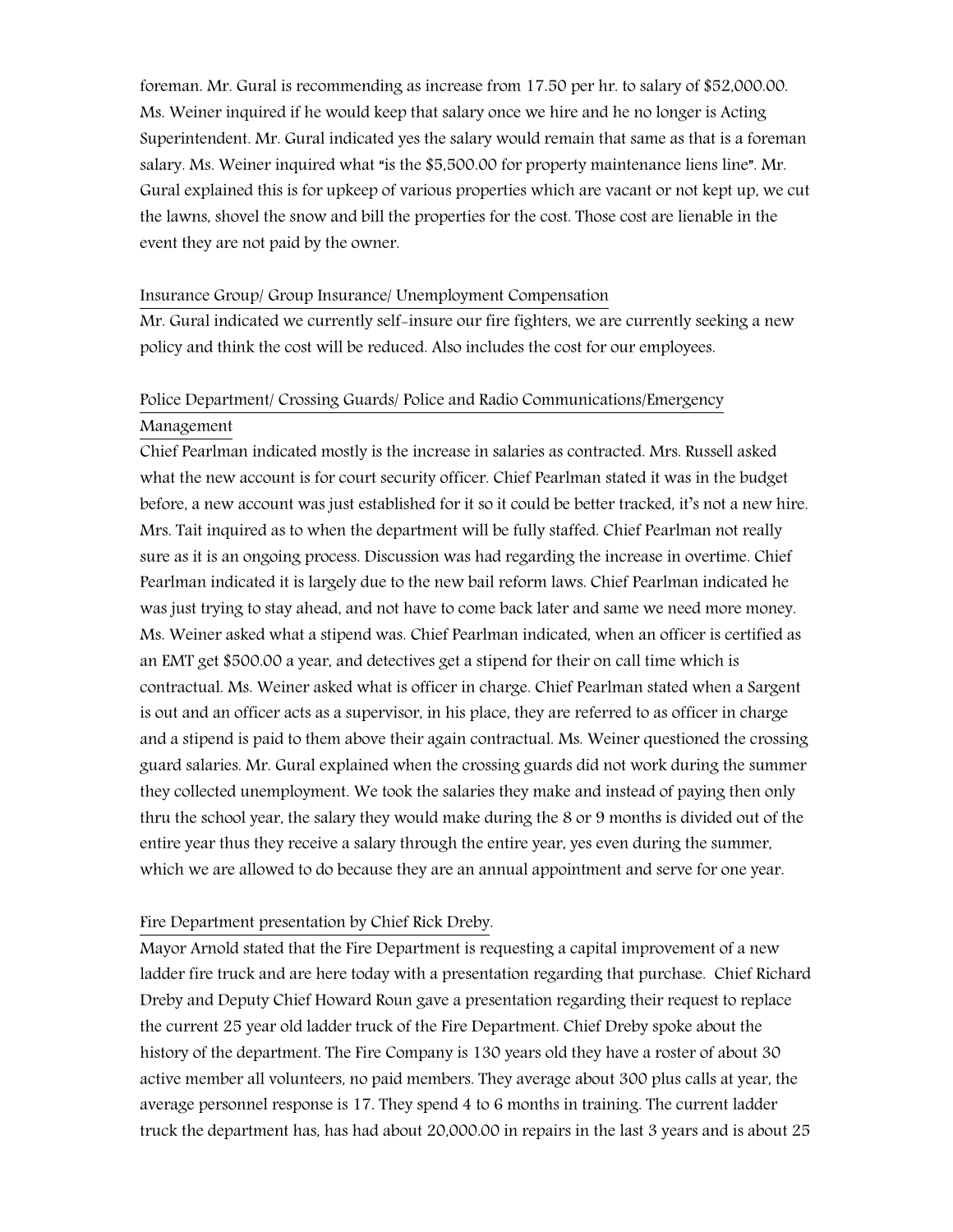foreman. Mr. Gural is recommending as increase from 17.50 per hr. to salary of $52,000.00. Ms. Weiner inquired if he would keep that salary once we hire and he no longer is Acting Superintendent. Mr. Gural indicated yes the salary would remain that same as that is a foreman salary. Ms. Weiner inquired what "is the $5,500.00 for property maintenance liens line". Mr. Gural explained this is for upkeep of various properties which are vacant or not kept up, we cut the lawns, shovel the snow and bill the properties for the cost. Those cost are lienable in the event they are not paid by the owner.

Insurance Group/ Group Insurance/ Unemployment Compensation

Mr. Gural indicated we currently self-insure our fire fighters, we are currently seeking a new policy and think the cost will be reduced. Also includes the cost for our employees.

Police Department/ Crossing Guards/ Police and Radio Communications/Emergency Management

Chief Pearlman indicated mostly is the increase in salaries as contracted. Mrs. Russell asked what the new account is for court security officer. Chief Pearlman stated it was in the budget before, a new account was just established for it so it could be better tracked, it's not a new hire. Mrs. Tait inquired as to when the department will be fully staffed. Chief Pearlman not really sure as it is an ongoing process. Discussion was had regarding the increase in overtime. Chief Pearlman indicated it is largely due to the new bail reform laws. Chief Pearlman indicated he was just trying to stay ahead, and not have to come back later and same we need more money. Ms. Weiner asked what a stipend was. Chief Pearlman indicated, when an officer is certified as an EMT get $500.00 a year, and detectives get a stipend for their on call time which is contractual. Ms. Weiner asked what is officer in charge. Chief Pearlman stated when a Sargent is out and an officer acts as a supervisor, in his place, they are referred to as officer in charge and a stipend is paid to them above their again contractual. Ms. Weiner questioned the crossing guard salaries. Mr. Gural explained when the crossing guards did not work during the summer they collected unemployment. We took the salaries they make and instead of paying then only thru the school year, the salary they would make during the 8 or 9 months is divided out of the entire year thus they receive a salary through the entire year, yes even during the summer, which we are allowed to do because they are an annual appointment and serve for one year.

Fire Department presentation by Chief Rick Dreby.

Mayor Arnold stated that the Fire Department is requesting a capital improvement of a new ladder fire truck and are here today with a presentation regarding that purchase. Chief Richard Dreby and Deputy Chief Howard Roun gave a presentation regarding their request to replace the current 25 year old ladder truck of the Fire Department. Chief Dreby spoke about the history of the department. The Fire Company is 130 years old they have a roster of about 30 active member all volunteers, no paid members. They average about 300 plus calls at year, the average personnel response is 17. They spend 4 to 6 months in training. The current ladder truck the department has, has had about 20,000.00 in repairs in the last 3 years and is about 25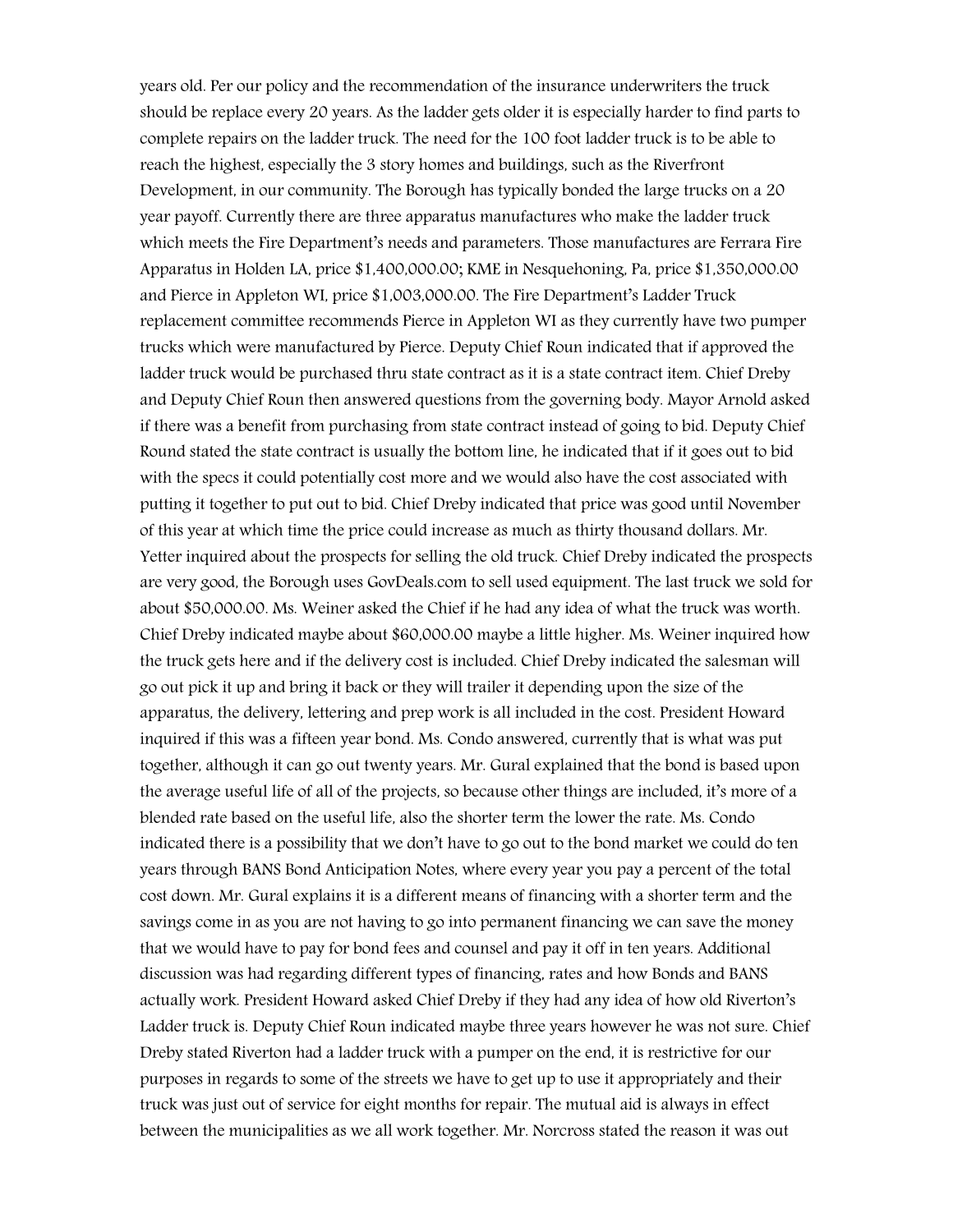years old. Per our policy and the recommendation of the insurance underwriters the truck should be replace every 20 years. As the ladder gets older it is especially harder to find parts to complete repairs on the ladder truck. The need for the 100 foot ladder truck is to be able to reach the highest, especially the 3 story homes and buildings, such as the Riverfront Development, in our community. The Borough has typically bonded the large trucks on a 20 year payoff. Currently there are three apparatus manufactures who make the ladder truck which meets the Fire Department's needs and parameters. Those manufactures are Ferrara Fire Apparatus in Holden LA, price $1,400,000.00; KME in Nesquehoning, Pa, price $1,350,000.00 and Pierce in Appleton WI, price $1,003,000.00. The Fire Department's Ladder Truck replacement committee recommends Pierce in Appleton WI as they currently have two pumper trucks which were manufactured by Pierce. Deputy Chief Roun indicated that if approved the ladder truck would be purchased thru state contract as it is a state contract item. Chief Dreby and Deputy Chief Roun then answered questions from the governing body. Mayor Arnold asked if there was a benefit from purchasing from state contract instead of going to bid. Deputy Chief Round stated the state contract is usually the bottom line, he indicated that if it goes out to bid with the specs it could potentially cost more and we would also have the cost associated with putting it together to put out to bid. Chief Dreby indicated that price was good until November of this year at which time the price could increase as much as thirty thousand dollars. Mr. Yetter inquired about the prospects for selling the old truck. Chief Dreby indicated the prospects are very good, the Borough uses GovDeals.com to sell used equipment. The last truck we sold for about $50,000.00. Ms. Weiner asked the Chief if he had any idea of what the truck was worth. Chief Dreby indicated maybe about $60,000.00 maybe a little higher. Ms. Weiner inquired how the truck gets here and if the delivery cost is included. Chief Dreby indicated the salesman will go out pick it up and bring it back or they will trailer it depending upon the size of the apparatus, the delivery, lettering and prep work is all included in the cost. President Howard inquired if this was a fifteen year bond. Ms. Condo answered, currently that is what was put together, although it can go out twenty years. Mr. Gural explained that the bond is based upon the average useful life of all of the projects, so because other things are included, it's more of a blended rate based on the useful life, also the shorter term the lower the rate. Ms. Condo indicated there is a possibility that we don't have to go out to the bond market we could do ten years through BANS Bond Anticipation Notes, where every year you pay a percent of the total cost down. Mr. Gural explains it is a different means of financing with a shorter term and the savings come in as you are not having to go into permanent financing we can save the money that we would have to pay for bond fees and counsel and pay it off in ten years. Additional discussion was had regarding different types of financing, rates and how Bonds and BANS actually work. President Howard asked Chief Dreby if they had any idea of how old Riverton's Ladder truck is. Deputy Chief Roun indicated maybe three years however he was not sure. Chief Dreby stated Riverton had a ladder truck with a pumper on the end, it is restrictive for our purposes in regards to some of the streets we have to get up to use it appropriately and their truck was just out of service for eight months for repair. The mutual aid is always in effect between the municipalities as we all work together. Mr. Norcross stated the reason it was out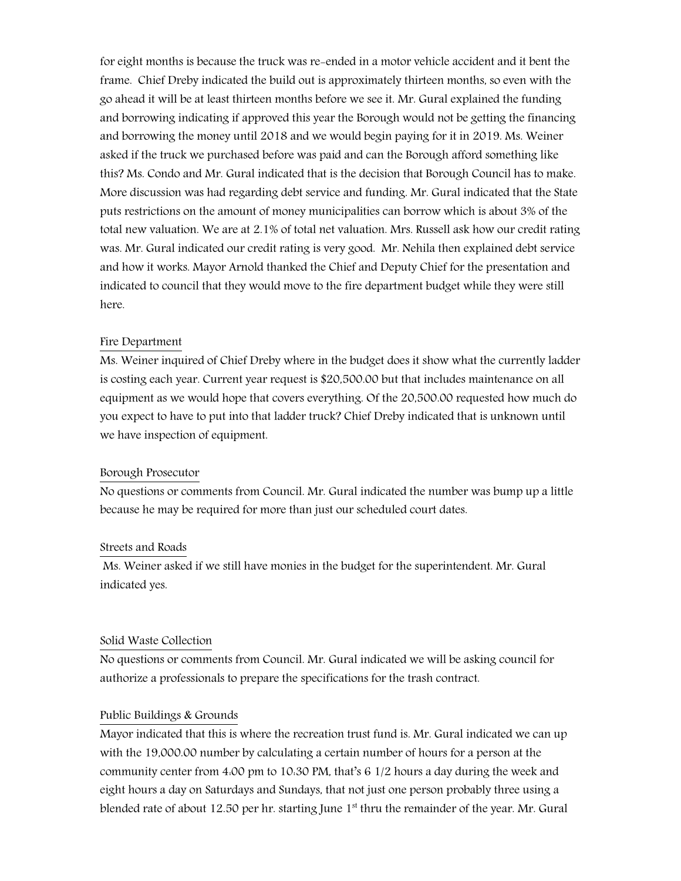for eight months is because the truck was re-ended in a motor vehicle accident and it bent the frame. Chief Dreby indicated the build out is approximately thirteen months, so even with the go ahead it will be at least thirteen months before we see it. Mr. Gural explained the funding and borrowing indicating if approved this year the Borough would not be getting the financing and borrowing the money until 2018 and we would begin paying for it in 2019. Ms. Weiner asked if the truck we purchased before was paid and can the Borough afford something like this? Ms. Condo and Mr. Gural indicated that is the decision that Borough Council has to make. More discussion was had regarding debt service and funding. Mr. Gural indicated that the State puts restrictions on the amount of money municipalities can borrow which is about 3% of the total new valuation. We are at 2.1% of total net valuation. Mrs. Russell ask how our credit rating was. Mr. Gural indicated our credit rating is very good. Mr. Nehila then explained debt service and how it works. Mayor Arnold thanked the Chief and Deputy Chief for the presentation and indicated to council that they would move to the fire department budget while they were still here.

Fire Department

Ms. Weiner inquired of Chief Dreby where in the budget does it show what the currently ladder is costing each year. Current year request is $20,500.00 but that includes maintenance on all equipment as we would hope that covers everything. Of the 20,500.00 requested how much do you expect to have to put into that ladder truck? Chief Dreby indicated that is unknown until we have inspection of equipment.

Borough Prosecutor

No questions or comments from Council. Mr. Gural indicated the number was bump up a little because he may be required for more than just our scheduled court dates.

Streets and Roads

Ms. Weiner asked if we still have monies in the budget for the superintendent. Mr. Gural indicated yes.

Solid Waste Collection

No questions or comments from Council. Mr. Gural indicated we will be asking council for authorize a professionals to prepare the specifications for the trash contract.

Public Buildings & Grounds

Mayor indicated that this is where the recreation trust fund is. Mr. Gural indicated we can up with the 19,000.00 number by calculating a certain number of hours for a person at the community center from 4:00 pm to 10:30 PM, that's 6 1/2 hours a day during the week and eight hours a day on Saturdays and Sundays, that not just one person probably three using a blended rate of about 12.50 per hr. starting June 1st thru the remainder of the year. Mr. Gural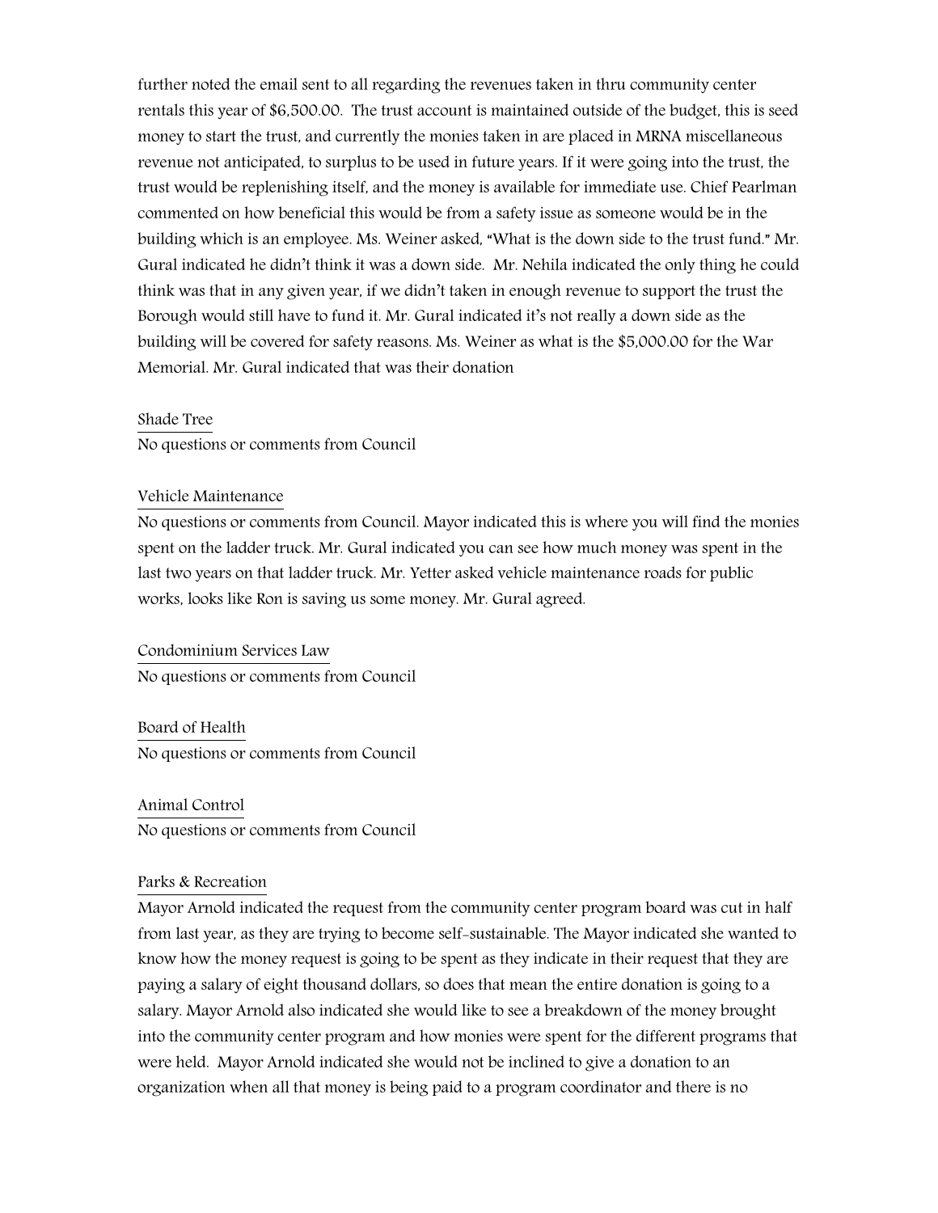further noted the email sent to all regarding the revenues taken in thru community center rentals this year of $6,500.00. The trust account is maintained outside of the budget, this is seed money to start the trust, and currently the monies taken in are placed in MRNA miscellaneous revenue not anticipated, to surplus to be used in future years. If it were going into the trust, the trust would be replenishing itself, and the money is available for immediate use. Chief Pearlman commented on how beneficial this would be from a safety issue as someone would be in the building which is an employee. Ms. Weiner asked, "What is the down side to the trust fund." Mr. Gural indicated he didn't think it was a down side. Mr. Nehila indicated the only thing he could think was that in any given year, if we didn't taken in enough revenue to support the trust the Borough would still have to fund it. Mr. Gural indicated it's not really a down side as the building will be covered for safety reasons. Ms. Weiner as what is the $5,000.00 for the War Memorial. Mr. Gural indicated that was their donation

Shade Tree

No questions or comments from Council

Vehicle Maintenance

No questions or comments from Council. Mayor indicated this is where you will find the monies spent on the ladder truck. Mr. Gural indicated you can see how much money was spent in the last two years on that ladder truck. Mr. Yetter asked vehicle maintenance roads for public works, looks like Ron is saving us some money. Mr. Gural agreed.

Condominium Services Law

No questions or comments from Council

Board of Health

No questions or comments from Council

Animal Control

No questions or comments from Council

Parks & Recreation

Mayor Arnold indicated the request from the community center program board was cut in half from last year, as they are trying to become self-sustainable. The Mayor indicated she wanted to know how the money request is going to be spent as they indicate in their request that they are paying a salary of eight thousand dollars, so does that mean the entire donation is going to a salary. Mayor Arnold also indicated she would like to see a breakdown of the money brought into the community center program and how monies were spent for the different programs that were held. Mayor Arnold indicated she would not be inclined to give a donation to an organization when all that money is being paid to a program coordinator and there is no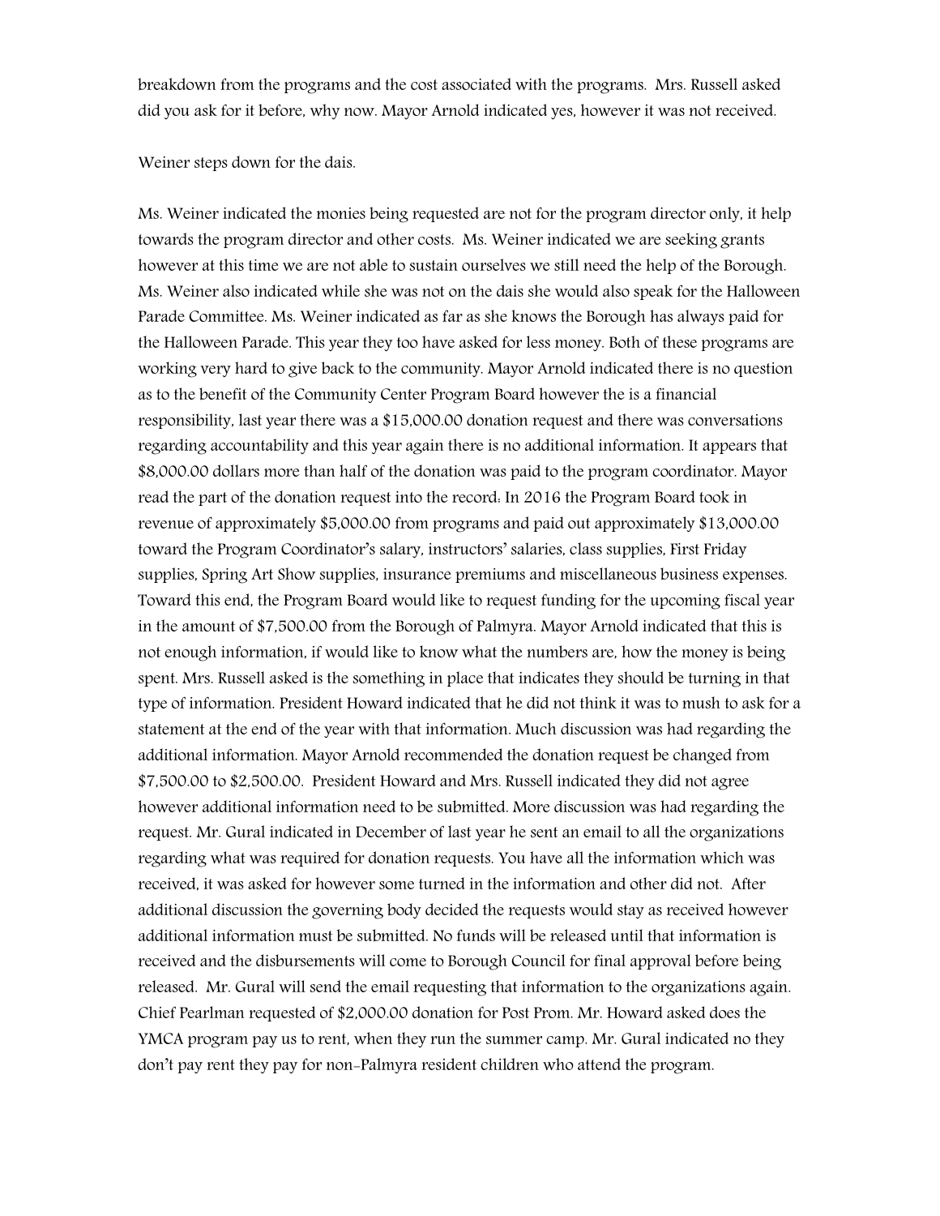breakdown from the programs and the cost associated with the programs. Mrs. Russell asked did you ask for it before, why now. Mayor Arnold indicated yes, however it was not received.

Weiner steps down for the dais.

Ms. Weiner indicated the monies being requested are not for the program director only, it help towards the program director and other costs. Ms. Weiner indicated we are seeking grants however at this time we are not able to sustain ourselves we still need the help of the Borough. Ms. Weiner also indicated while she was not on the dais she would also speak for the Halloween Parade Committee. Ms. Weiner indicated as far as she knows the Borough has always paid for the Halloween Parade. This year they too have asked for less money. Both of these programs are working very hard to give back to the community. Mayor Arnold indicated there is no question as to the benefit of the Community Center Program Board however the is a financial responsibility, last year there was a $15,000.00 donation request and there was conversations regarding accountability and this year again there is no additional information. It appears that $8,000.00 dollars more than half of the donation was paid to the program coordinator. Mayor read the part of the donation request into the record: In 2016 the Program Board took in revenue of approximately $5,000.00 from programs and paid out approximately $13,000.00 toward the Program Coordinator's salary, instructors' salaries, class supplies, First Friday supplies, Spring Art Show supplies, insurance premiums and miscellaneous business expenses. Toward this end, the Program Board would like to request funding for the upcoming fiscal year in the amount of $7,500.00 from the Borough of Palmyra. Mayor Arnold indicated that this is not enough information, if would like to know what the numbers are, how the money is being spent. Mrs. Russell asked is the something in place that indicates they should be turning in that type of information. President Howard indicated that he did not think it was to mush to ask for a statement at the end of the year with that information. Much discussion was had regarding the additional information. Mayor Arnold recommended the donation request be changed from $7,500.00 to $2,500.00. President Howard and Mrs. Russell indicated they did not agree however additional information need to be submitted. More discussion was had regarding the request. Mr. Gural indicated in December of last year he sent an email to all the organizations regarding what was required for donation requests. You have all the information which was received, it was asked for however some turned in the information and other did not. After additional discussion the governing body decided the requests would stay as received however additional information must be submitted. No funds will be released until that information is received and the disbursements will come to Borough Council for final approval before being released. Mr. Gural will send the email requesting that information to the organizations again. Chief Pearlman requested of $2,000.00 donation for Post Prom. Mr. Howard asked does the YMCA program pay us to rent, when they run the summer camp. Mr. Gural indicated no they don't pay rent they pay for non-Palmyra resident children who attend the program.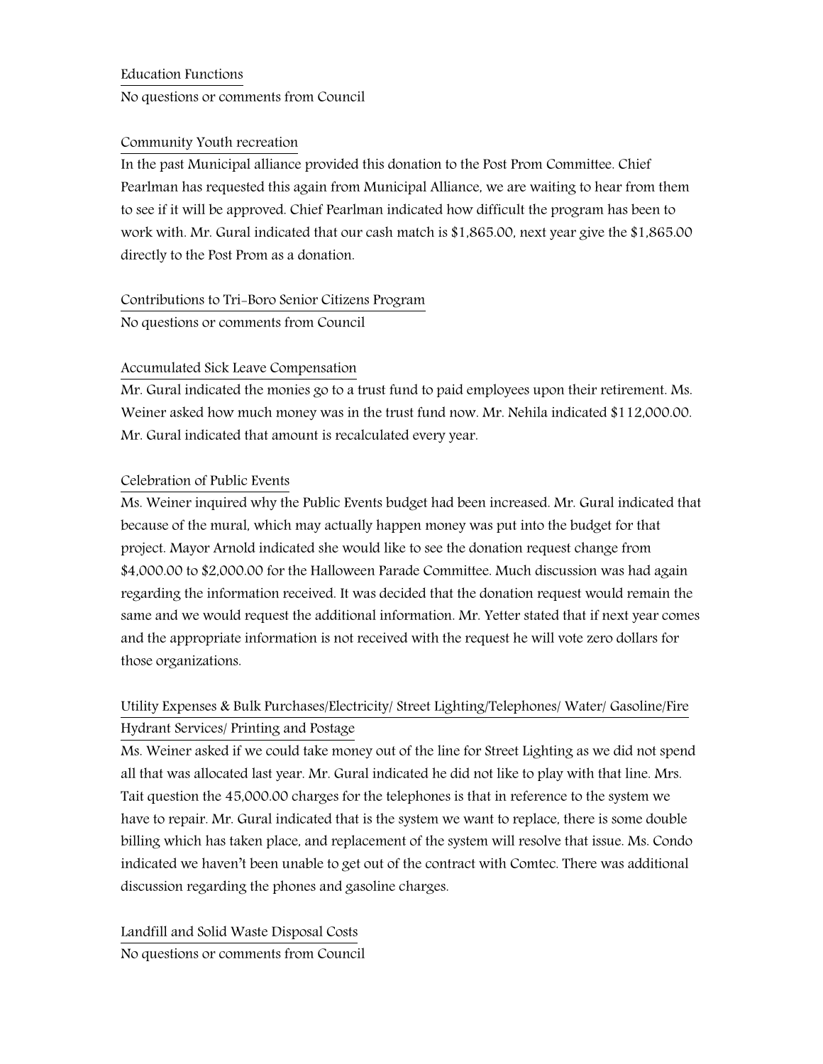Education Functions

No questions or comments from Council

Community Youth recreation

In the past Municipal alliance provided this donation to the Post Prom Committee. Chief Pearlman has requested this again from Municipal Alliance, we are waiting to hear from them to see if it will be approved. Chief Pearlman indicated how difficult the program has been to work with. Mr. Gural indicated that our cash match is $1,865.00, next year give the $1,865.00 directly to the Post Prom as a donation.

Contributions to Tri-Boro Senior Citizens Program

No questions or comments from Council

Accumulated Sick Leave Compensation

Mr. Gural indicated the monies go to a trust fund to paid employees upon their retirement. Ms. Weiner asked how much money was in the trust fund now. Mr. Nehila indicated $112,000.00. Mr. Gural indicated that amount is recalculated every year.

Celebration of Public Events

Ms. Weiner inquired why the Public Events budget had been increased. Mr. Gural indicated that because of the mural, which may actually happen money was put into the budget for that project. Mayor Arnold indicated she would like to see the donation request change from $4,000.00 to $2,000.00 for the Halloween Parade Committee. Much discussion was had again regarding the information received. It was decided that the donation request would remain the same and we would request the additional information. Mr. Yetter stated that if next year comes and the appropriate information is not received with the request he will vote zero dollars for those organizations.

Utility Expenses & Bulk Purchases/Electricity/ Street Lighting/Telephones/ Water/ Gasoline/Fire Hydrant Services/ Printing and Postage

Ms. Weiner asked if we could take money out of the line for Street Lighting as we did not spend all that was allocated last year. Mr. Gural indicated he did not like to play with that line. Mrs. Tait question the 45,000.00 charges for the telephones is that in reference to the system we have to repair. Mr. Gural indicated that is the system we want to replace, there is some double billing which has taken place, and replacement of the system will resolve that issue. Ms. Condo indicated we haven't been unable to get out of the contract with Comtec. There was additional discussion regarding the phones and gasoline charges.

Landfill and Solid Waste Disposal Costs

No questions or comments from Council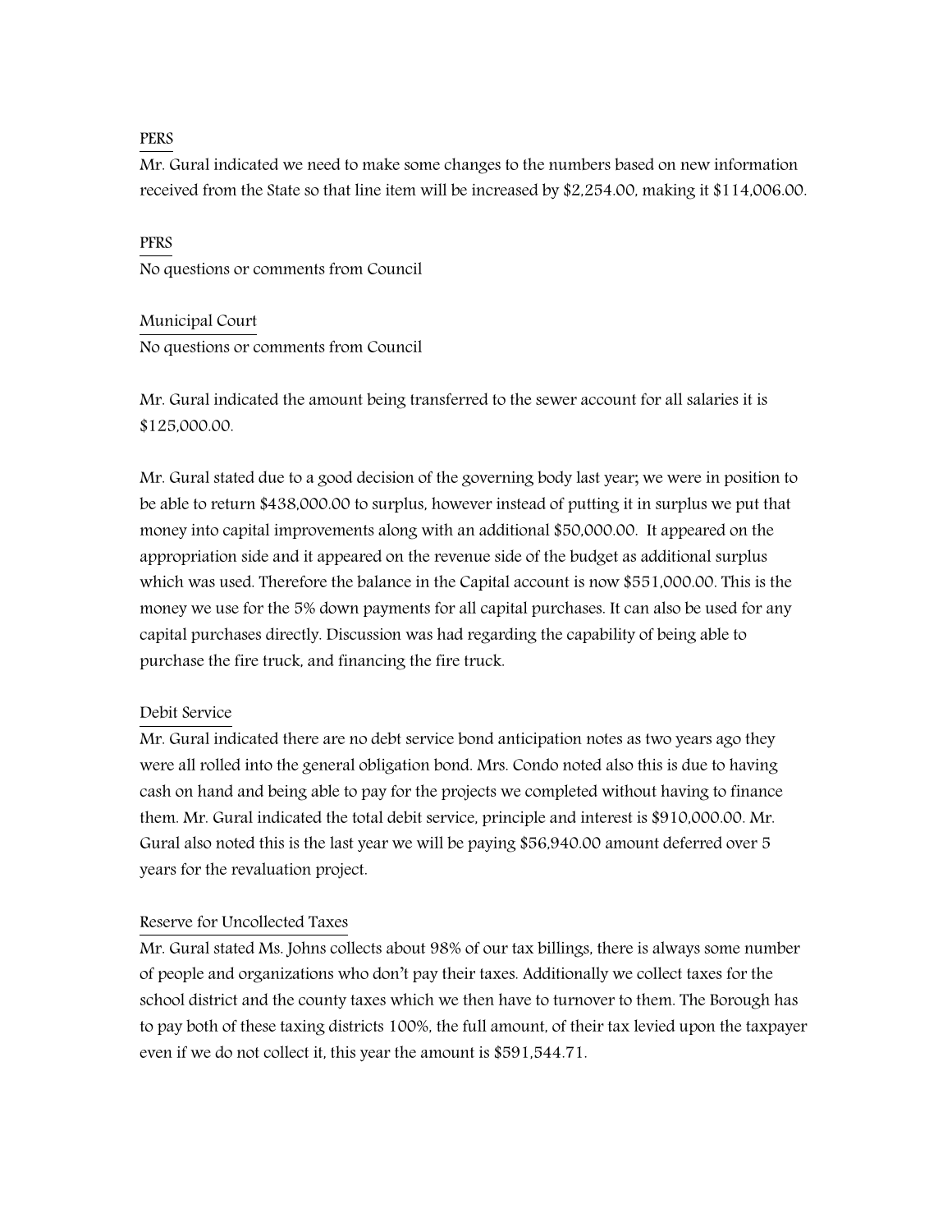PERS

Mr. Gural indicated we need to make some changes to the numbers based on new information received from the State so that line item will be increased by $2,254.00, making it $114,006.00.

PFRS

No questions or comments from Council

Municipal Court

No questions or comments from Council

Mr. Gural indicated the amount being transferred to the sewer account for all salaries it is $125,000.00.

Mr. Gural stated due to a good decision of the governing body last year; we were in position to be able to return $438,000.00 to surplus, however instead of putting it in surplus we put that money into capital improvements along with an additional $50,000.00. It appeared on the appropriation side and it appeared on the revenue side of the budget as additional surplus which was used. Therefore the balance in the Capital account is now $551,000.00. This is the money we use for the 5% down payments for all capital purchases. It can also be used for any capital purchases directly. Discussion was had regarding the capability of being able to purchase the fire truck, and financing the fire truck.

Debit Service

Mr. Gural indicated there are no debt service bond anticipation notes as two years ago they were all rolled into the general obligation bond. Mrs. Condo noted also this is due to having cash on hand and being able to pay for the projects we completed without having to finance them. Mr. Gural indicated the total debit service, principle and interest is $910,000.00. Mr. Gural also noted this is the last year we will be paying $56,940.00 amount deferred over 5 years for the revaluation project.

Reserve for Uncollected Taxes

Mr. Gural stated Ms. Johns collects about 98% of our tax billings, there is always some number of people and organizations who don't pay their taxes. Additionally we collect taxes for the school district and the county taxes which we then have to turnover to them. The Borough has to pay both of these taxing districts 100%, the full amount, of their tax levied upon the taxpayer even if we do not collect it, this year the amount is $591,544.71.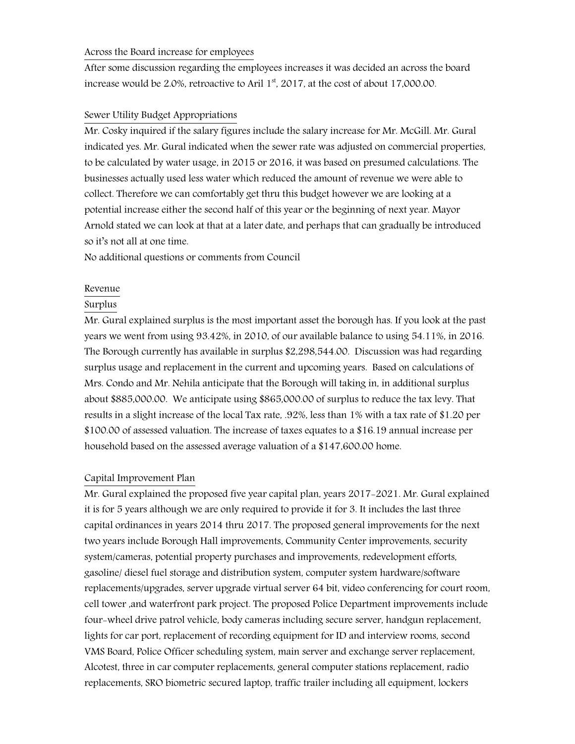Across the Board increase for employees

After some discussion regarding the employees increases it was decided an across the board increase would be 2.0%, retroactive to Aril 1st, 2017, at the cost of about 17,000.00.

Sewer Utility Budget Appropriations

Mr. Cosky inquired if the salary figures include the salary increase for Mr. McGill. Mr. Gural indicated yes. Mr. Gural indicated when the sewer rate was adjusted on commercial properties, to be calculated by water usage, in 2015 or 2016, it was based on presumed calculations. The businesses actually used less water which reduced the amount of revenue we were able to collect. Therefore we can comfortably get thru this budget however we are looking at a potential increase either the second half of this year or the beginning of next year. Mayor Arnold stated we can look at that at a later date, and perhaps that can gradually be introduced so it's not all at one time.

No additional questions or comments from Council

Revenue

Surplus

Mr. Gural explained surplus is the most important asset the borough has. If you look at the past years we went from using 93.42%, in 2010, of our available balance to using 54.11%, in 2016. The Borough currently has available in surplus $2,298,544.00. Discussion was had regarding surplus usage and replacement in the current and upcoming years. Based on calculations of Mrs. Condo and Mr. Nehila anticipate that the Borough will taking in, in additional surplus about $885,000.00. We anticipate using $865,000.00 of surplus to reduce the tax levy. That results in a slight increase of the local Tax rate, .92%, less than 1% with a tax rate of $1.20 per $100.00 of assessed valuation. The increase of taxes equates to a $16.19 annual increase per household based on the assessed average valuation of a $147,600.00 home.

Capital Improvement Plan

Mr. Gural explained the proposed five year capital plan, years 2017-2021. Mr. Gural explained it is for 5 years although we are only required to provide it for 3. It includes the last three capital ordinances in years 2014 thru 2017. The proposed general improvements for the next two years include Borough Hall improvements, Community Center improvements, security system/cameras, potential property purchases and improvements, redevelopment efforts, gasoline/ diesel fuel storage and distribution system, computer system hardware/software replacements/upgrades, server upgrade virtual server 64 bit, video conferencing for court room, cell tower ,and waterfront park project. The proposed Police Department improvements include four-wheel drive patrol vehicle, body cameras including secure server, handgun replacement, lights for car port, replacement of recording equipment for ID and interview rooms, second VMS Board, Police Officer scheduling system, main server and exchange server replacement, Alcotest, three in car computer replacements, general computer stations replacement, radio replacements, SRO biometric secured laptop, traffic trailer including all equipment, lockers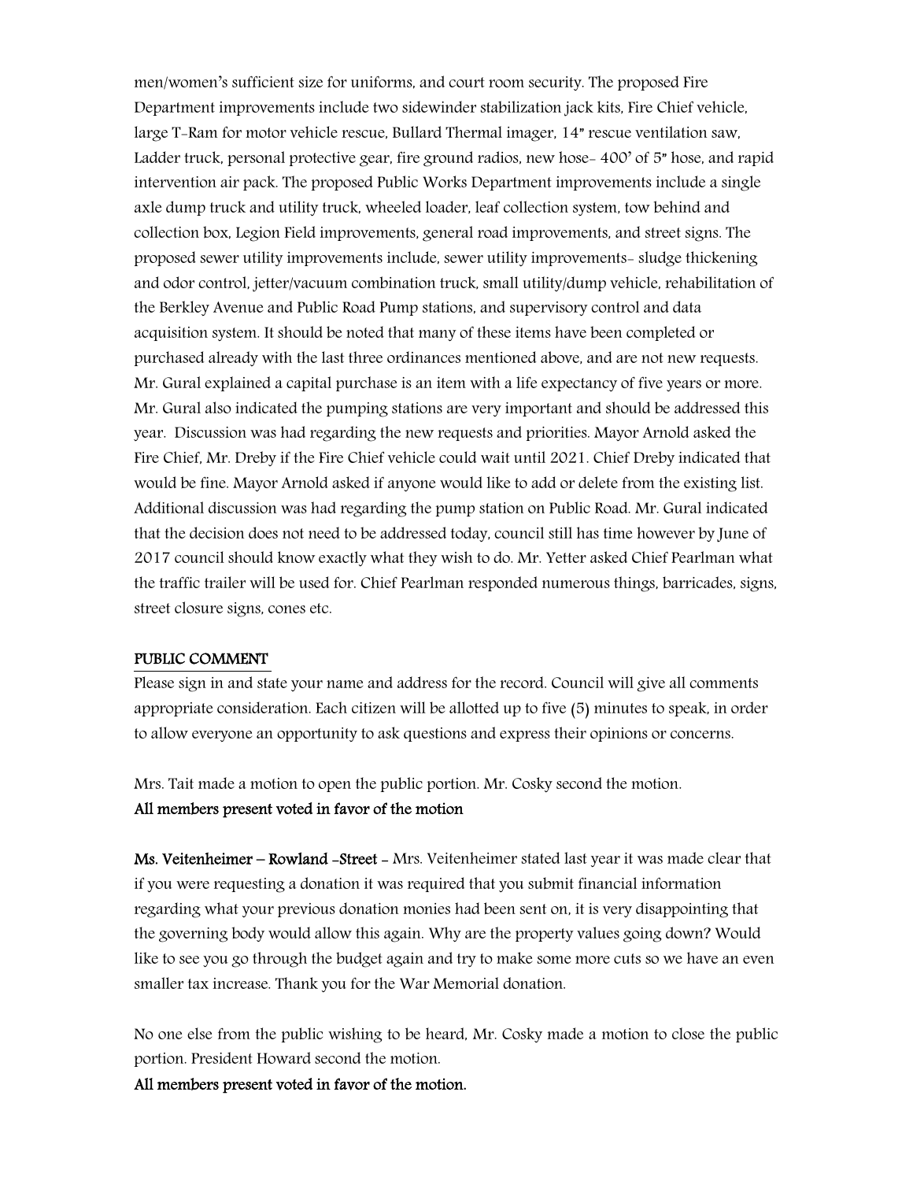men/women's sufficient size for uniforms, and court room security. The proposed Fire Department improvements include two sidewinder stabilization jack kits, Fire Chief vehicle, large T-Ram for motor vehicle rescue, Bullard Thermal imager, 14" rescue ventilation saw, Ladder truck, personal protective gear, fire ground radios, new hose- 400' of 5" hose, and rapid intervention air pack. The proposed Public Works Department improvements include a single axle dump truck and utility truck, wheeled loader, leaf collection system, tow behind and collection box, Legion Field improvements, general road improvements, and street signs. The proposed sewer utility improvements include, sewer utility improvements- sludge thickening and odor control, jetter/vacuum combination truck, small utility/dump vehicle, rehabilitation of the Berkley Avenue and Public Road Pump stations, and supervisory control and data acquisition system. It should be noted that many of these items have been completed or purchased already with the last three ordinances mentioned above, and are not new requests. Mr. Gural explained a capital purchase is an item with a life expectancy of five years or more. Mr. Gural also indicated the pumping stations are very important and should be addressed this year. Discussion was had regarding the new requests and priorities. Mayor Arnold asked the Fire Chief, Mr. Dreby if the Fire Chief vehicle could wait until 2021. Chief Dreby indicated that would be fine. Mayor Arnold asked if anyone would like to add or delete from the existing list. Additional discussion was had regarding the pump station on Public Road. Mr. Gural indicated that the decision does not need to be addressed today, council still has time however by June of 2017 council should know exactly what they wish to do. Mr. Yetter asked Chief Pearlman what the traffic trailer will be used for. Chief Pearlman responded numerous things, barricades, signs, street closure signs, cones etc.

## PUBLIC COMMENT

Please sign in and state your name and address for the record. Council will give all comments appropriate consideration. Each citizen will be allotted up to five (5) minutes to speak, in order to allow everyone an opportunity to ask questions and express their opinions or concerns.

Mrs. Tait made a motion to open the public portion. Mr. Cosky second the motion.
**All members present voted in favor of the motion**

**Ms. Veitenheimer – Rowland -Street** - Mrs. Veitenheimer stated last year it was made clear that if you were requesting a donation it was required that you submit financial information regarding what your previous donation monies had been sent on, it is very disappointing that the governing body would allow this again. Why are the property values going down? Would like to see you go through the budget again and try to make some more cuts so we have an even smaller tax increase. Thank you for the War Memorial donation.

No one else from the public wishing to be heard, Mr. Cosky made a motion to close the public portion. President Howard second the motion.
**All members present voted in favor of the motion.**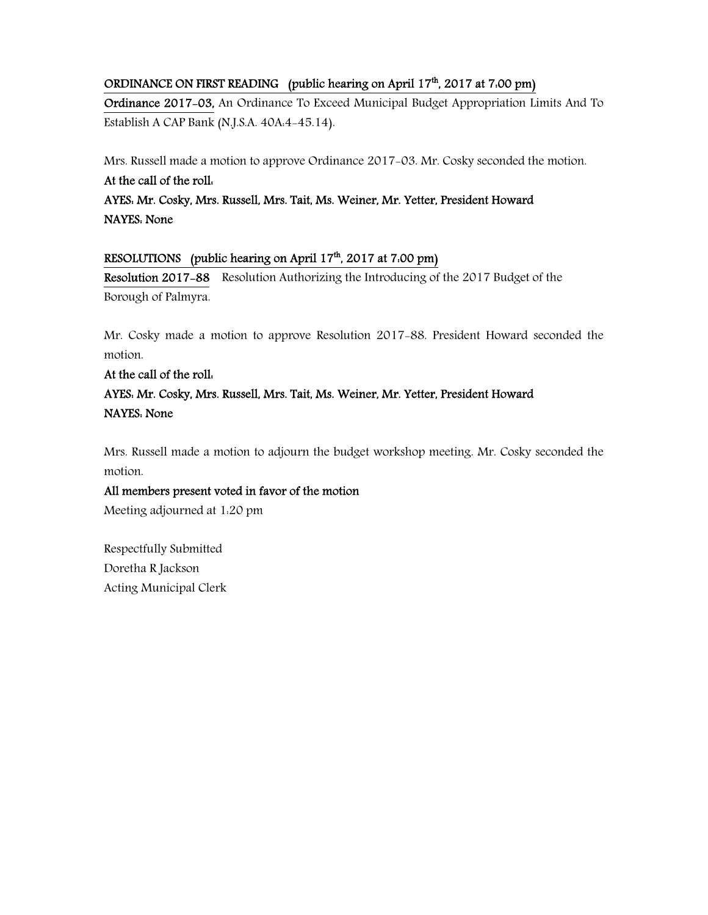**ORDINANCE ON FIRST READING (public hearing on April 17th, 2017 at 7:00 pm)**

**Ordinance 2017-03,** An Ordinance To Exceed Municipal Budget Appropriation Limits And To Establish A CAP Bank (N.J.S.A. 40A:4-45.14).

Mrs. Russell made a motion to approve Ordinance 2017-03. Mr. Cosky seconded the motion.

**At the call of the roll:**

**AYES: Mr. Cosky, Mrs. Russell, Mrs. Tait, Ms. Weiner, Mr. Yetter, President Howard**

**NAYES: None**

**RESOLUTIONS (public hearing on April 17th, 2017 at 7:00 pm)**

**Resolution 2017-88** Resolution Authorizing the Introducing of the 2017 Budget of the Borough of Palmyra.

Mr. Cosky made a motion to approve Resolution 2017-88. President Howard seconded the motion.

**At the call of the roll:**

**AYES: Mr. Cosky, Mrs. Russell, Mrs. Tait, Ms. Weiner, Mr. Yetter, President Howard**

**NAYES: None**

Mrs. Russell made a motion to adjourn the budget workshop meeting. Mr. Cosky seconded the motion.

**All members present voted in favor of the motion**

Meeting adjourned at 1:20 pm

Respectfully Submitted

Doretha R Jackson

Acting Municipal Clerk